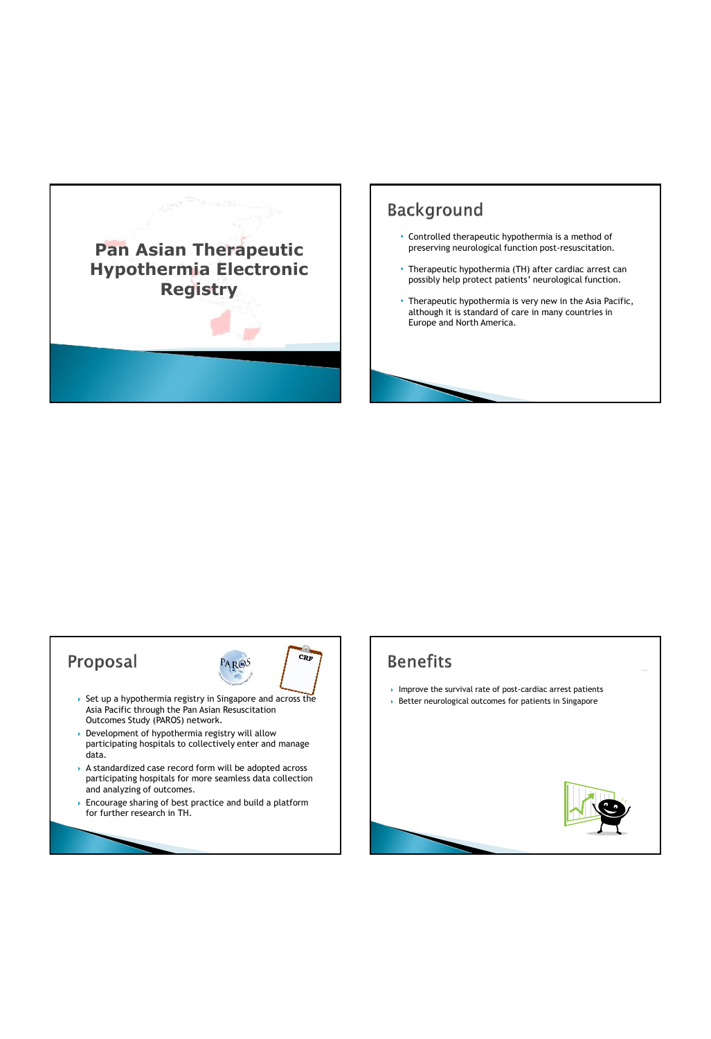# Pan Asian Therapeutic Hypothermia Electronic Registry

## Background

- Controlled therapeutic hypothermia is a method of preserving neurological function post-resuscitation.
- Therapeutic hypothermia (TH) after cardiac arrest can possibly help protect patients' neurological function.
- Therapeutic hypothermia is very new in the Asia Pacific, although it is standard of care in many countries in Europe and North America.

## Proposal

- Set up a hypothermia registry in Singapore and across the Asia Pacific through the Pan Asian Resuscitation Outcomes Study (PAROS) network.
- Development of hypothermia registry will allow participating hospitals to collectively enter and manage data.
- A standardized case record form will be adopted across participating hospitals for more seamless data collection and analyzing of outcomes.
- Encourage sharing of best practice and build a platform for further research in TH.

## Benefits

- Improve the survival rate of post-cardiac arrest patients
- Better neurological outcomes for patients in Singapore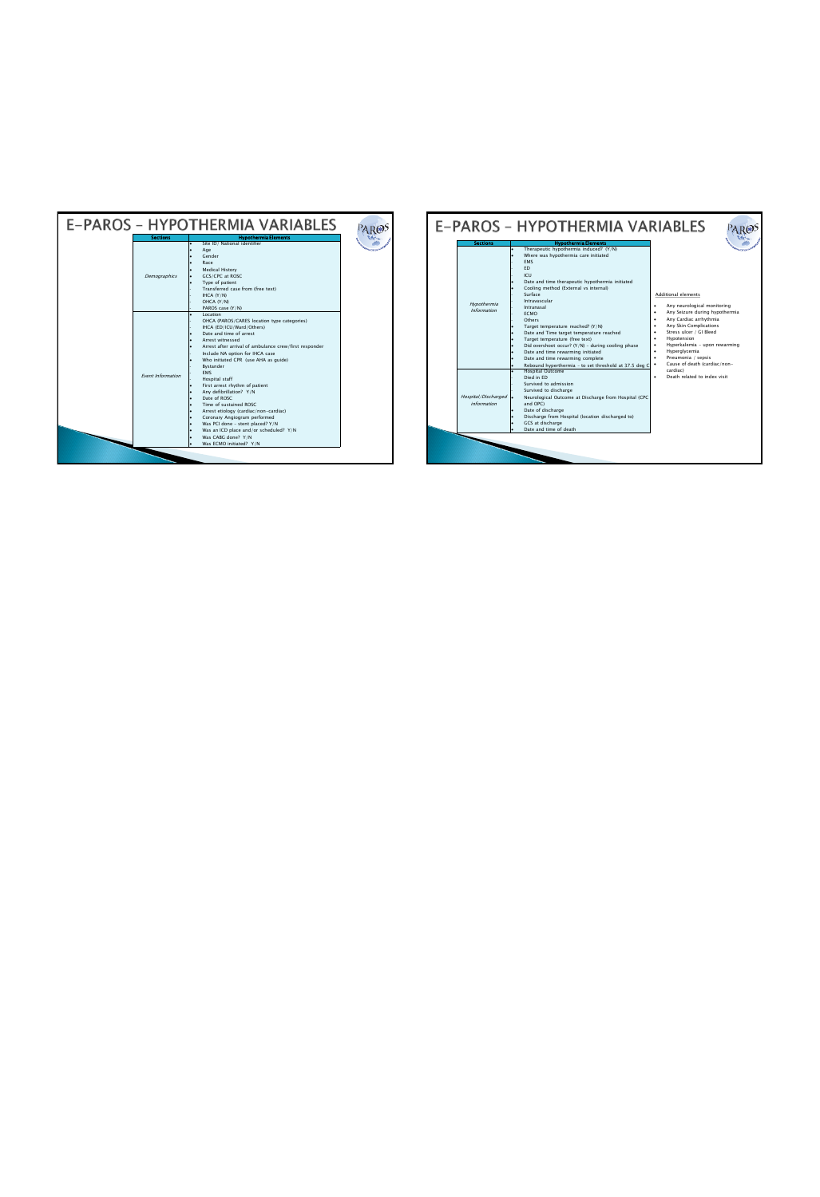# E-PAROS – HYPOTHERMIA VARIABLES

| Sections | Hypothermia Elements |
| --- | --- |
| *Demographics* | • Site ID/ National identifier<br>• Age<br>• Gender<br>• Race<br>• Medical History<br>• GCS/CPC at ROSC<br>• Type of patient<br>- Transferred case from (free text)<br>- IHCA (Y/N)<br>- OHCA (Y/N)<br>- PAROS case (Y/N) |
| *Event Information* | • Location<br>- OHCA (PAROS/CARES location type categories)<br>- IHCA (ED/ICU/Ward/Others)<br>• Date and time of arrest<br>• Arrest witnessed<br>• Arrest after arrival of ambulance crew/first responder<br>- Include NA option for IHCA case<br>• Who initiated CPR (use AHA as guide)<br>- Bystander<br>- EMS<br>- Hospital staff<br>• First arrest rhythm of patient<br>• Any defibrillation? Y/N<br>• Date of ROSC<br>• Time of sustained ROSC<br>• Arrest etiology (cardiac/non-cardiac)<br>• Coronary Angiogram performed<br>• Was PCI done – stent placed? Y/N<br>• Was an ICD place and/or scheduled? Y/N<br>• Was CABG done? Y/N<br>• Was ECMO initiated? Y/N |

# E-PAROS – HYPOTHERMIA VARIABLES

| Sections | Hypothermia Elements |
| --- | --- |
| *Hypothermia Information* | • Therapeutic hypothermia induced? (Y/N)<br>• Where was hypothermia care initiated<br>- EMS<br>- ED<br>- ICU<br>• Date and time therapeutic hypothermia initiated<br>• Cooling method (External vs internal)<br>- Surface<br>- Intravascular<br>- Intranasal<br>- ECMO<br>- Others<br>• Target temperature reached? (Y/N)<br>• Date and Time target temperature reached<br>• Target temperature (free text)<br>• Did overshoot occur? (Y/N) – during cooling phase<br>• Date and time rewarming initiated<br>• Date and time rewarming complete<br>• Rebound hyperthermia – to set threshold at 37.5 deg C |
| *Hospital/Discharged information* | • Hospital Outcome<br>- Died in ED<br>- Survived to admission<br>- Survived to discharge<br>• Neurological Outcome at Discharge from Hospital (CPC and OPC)<br>• Date of discharge<br>• Discharge from Hospital (location discharged to)<br>• GCS at discharge<br>• Date and time of death |

Additional elements

- Any neurological monitoring
- Any Seizure during hypothermia
- Any Cardiac arrhythmia
- Any Skin Complications
- Stress ulcer / GI Bleed
- Hypotension
- Hyperkalemia – upon rewarming
- Hyperglycemia
- Pneumonia / sepsis
- Cause of death (cardiac/non-cardiac)
- Death related to index visit